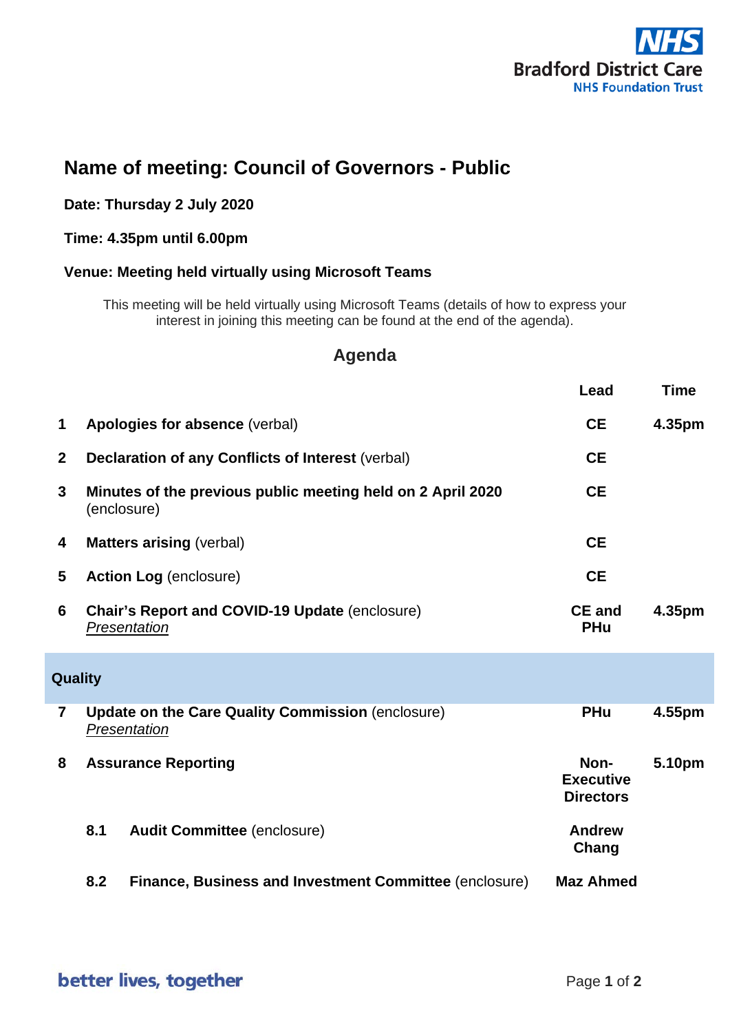NHS
Bradford District Care
NHS Foundation Trust

# Name of meeting: Council of Governors - Public

**Date: Thursday 2 July 2020**

**Time: 4.35pm until 6.00pm**

**Venue: Meeting held virtually using Microsoft Teams**

This meeting will be held virtually using Microsoft Teams (details of how to express your interest in joining this meeting can be found at the end of the agenda).

## Agenda

| | | Lead | Time |
|---|---|---|---|
| **1** | **Apologies for absence** (verbal) | **CE** | **4.35pm** |
| **2** | **Declaration of any Conflicts of Interest** (verbal) | **CE** | |
| **3** | **Minutes of the previous public meeting held on 2 April 2020** (enclosure) | **CE** | |
| **4** | **Matters arising** (verbal) | **CE** | |
| **5** | **Action Log** (enclosure) | **CE** | |
| **6** | **Chair's Report and COVID-19 Update** (enclosure) *Presentation* | **CE and PHu** | **4.35pm** |
| **Quality** | | | |
| **7** | **Update on the Care Quality Commission** (enclosure) *Presentation* | **PHu** | **4.55pm** |
| **8** | **Assurance Reporting** | **Non-Executive Directors** | **5.10pm** |
| | **8.1 Audit Committee** (enclosure) | **Andrew Chang** | |
| | **8.2 Finance, Business and Investment Committee** (enclosure) | **Maz Ahmed** | |

better lives, together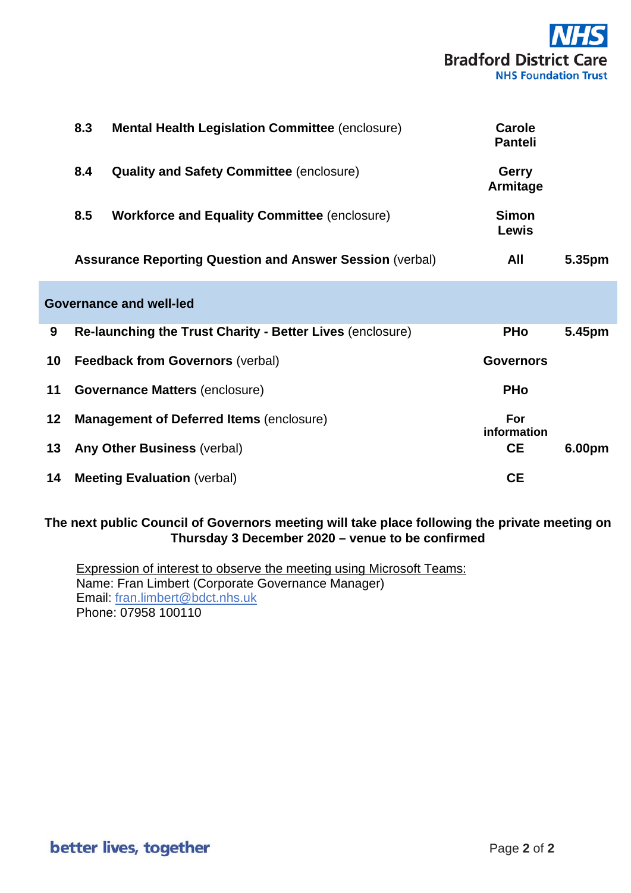| | | | |
|---|---|---|---|
| 8.3 | **Mental Health Legislation Committee** (enclosure) | **Carole Panteli** | |
| 8.4 | **Quality and Safety Committee** (enclosure) | **Gerry Armitage** | |
| 8.5 | **Workforce and Equality Committee** (enclosure) | **Simon Lewis** | |
| | **Assurance Reporting Question and Answer Session** (verbal) | **All** | **5.35pm** |
| **Governance and well-led** | | | |
| 9 | **Re-launching the Trust Charity - Better Lives** (enclosure) | **PHo** | **5.45pm** |
| 10 | **Feedback from Governors** (verbal) | **Governors** | |
| 11 | **Governance Matters** (enclosure) | **PHo** | |
| 12 | **Management of Deferred Items** (enclosure) | **For information** | |
| 13 | **Any Other Business** (verbal) | **CE** | **6.00pm** |
| 14 | **Meeting Evaluation** (verbal) | **CE** | |

**The next public Council of Governors meeting will take place following the private meeting on Thursday 3 December 2020 – venue to be confirmed**

Expression of interest to observe the meeting using Microsoft Teams:
Name: Fran Limbert (Corporate Governance Manager)
Email: fran.limbert@bdct.nhs.uk
Phone: 07958 100110

better lives, together